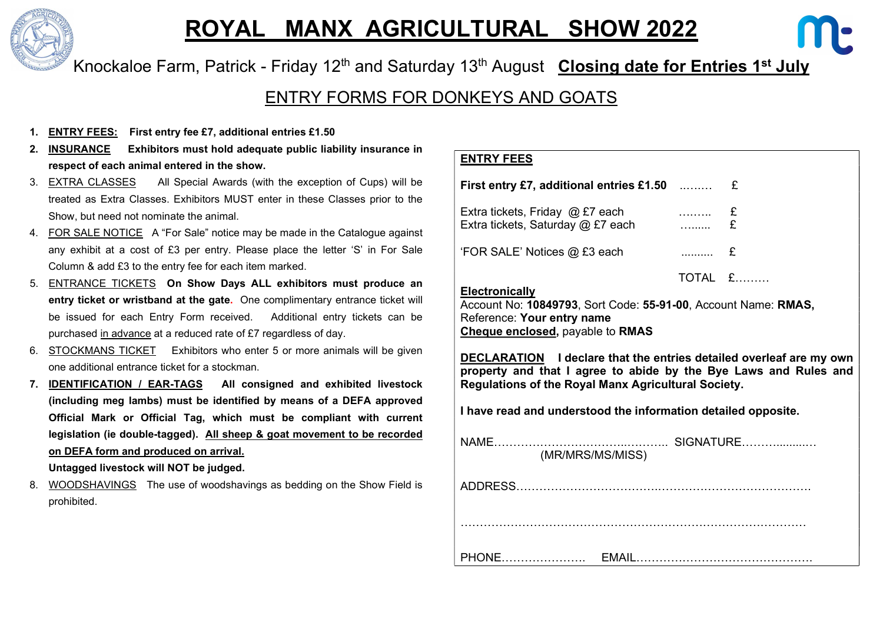# ROYAL MANX AGRICULTURAL SHOW 2022

Knockaloe Farm, Patrick - Friday 12th and Saturday 13th August **Closing date for Entries 1st July**

## ENTRY FORMS FOR DONKEYS AND GOATS

1. **ENTRY FEES: First entry fee £7, additional entries £1.50**
2. **INSURANCE Exhibitors must hold adequate public liability insurance in respect of each animal entered in the show.**
3. EXTRA CLASSES All Special Awards (with the exception of Cups) will be treated as Extra Classes. Exhibitors MUST enter in these Classes prior to the Show, but need not nominate the animal.
4. FOR SALE NOTICE A "For Sale" notice may be made in the Catalogue against any exhibit at a cost of £3 per entry. Please place the letter 'S' in For Sale Column & add £3 to the entry fee for each item marked.
5. ENTRANCE TICKETS **On Show Days ALL exhibitors must produce an entry ticket or wristband at the gate.** One complimentary entrance ticket will be issued for each Entry Form received. Additional entry tickets can be purchased in advance at a reduced rate of £7 regardless of day.
6. STOCKMANS TICKET Exhibitors who enter 5 or more animals will be given one additional entrance ticket for a stockman.
7. **IDENTIFICATION / EAR-TAGS All consigned and exhibited livestock (including meg lambs) must be identified by means of a DEFA approved Official Mark or Official Tag, which must be compliant with current legislation (ie double-tagged). All sheep & goat movement to be recorded on DEFA form and produced on arrival.**
   **Untagged livestock will NOT be judged.**
8. WOODSHAVINGS The use of woodshavings as bedding on the Show Field is prohibited.

**ENTRY FEES**

| | | |
|---|---|---|
| **First entry £7, additional entries £1.50** | ......... | £ |
| Extra tickets, Friday @ £7 each | ......... | £ |
| Extra tickets, Saturday @ £7 each | ......... | £ |
| 'FOR SALE' Notices @ £3 each | .......... | £ |
| | TOTAL | £......... |

**Electronically**
Account No: **10849793**, Sort Code: **55-91-00**, Account Name: **RMAS,**
Reference: **Your entry name**
**Cheque enclosed,** payable to **RMAS**

**DECLARATION I declare that the entries detailed overleaf are my own property and that I agree to abide by the Bye Laws and Rules and Regulations of the Royal Manx Agricultural Society.**

**I have read and understood the information detailed opposite.**

NAME........................................... SIGNATURE...................
(MR/MRS/MS/MISS)

ADDRESS.........................................................................................

.........................................................................................................

PHONE...................... EMAIL.............................................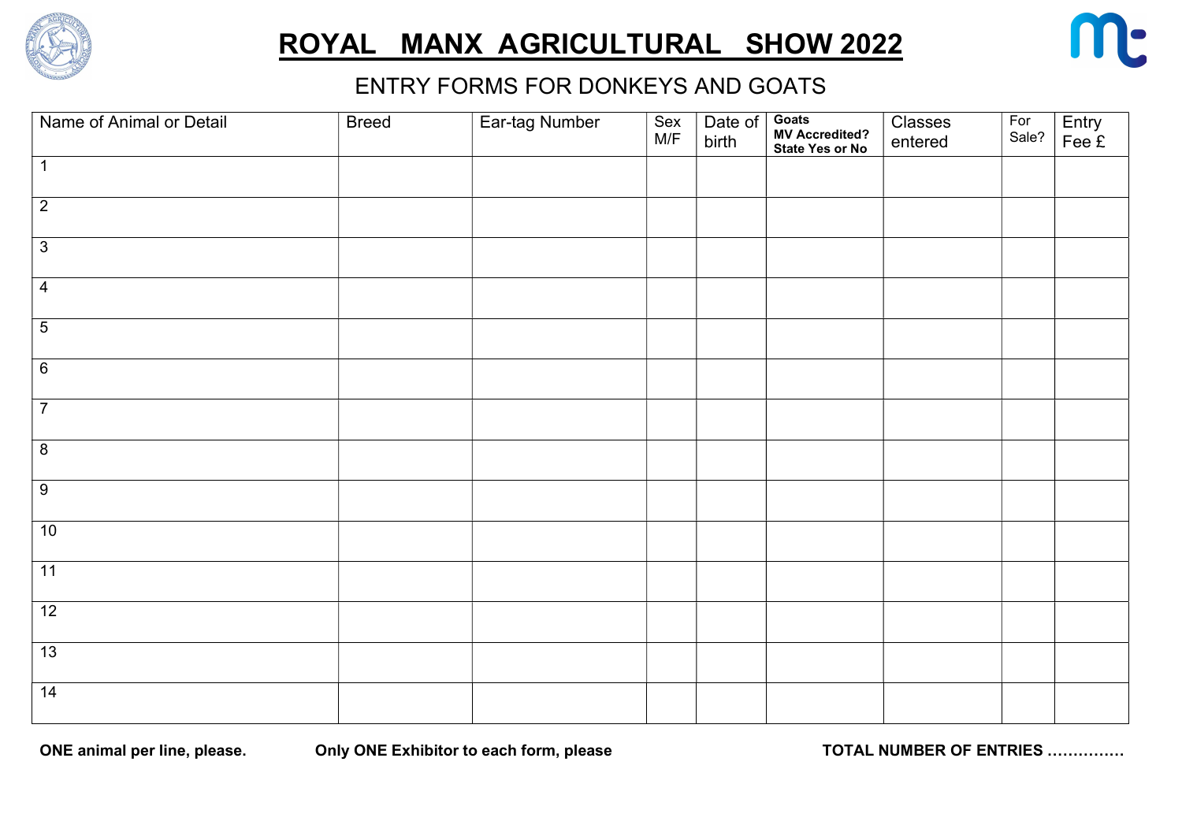# ROYAL MANX AGRICULTURAL SHOW 2022

## ENTRY FORMS FOR DONKEYS AND GOATS

| Name of Animal or Detail | Breed | Ear-tag Number | Sex M/F | Date of birth | **Goats MV Accredited? State Yes or No** | Classes entered | For Sale? | Entry Fee £ |
|---|---|---|---|---|---|---|---|---|
| 1 | | | | | | | | |
| 2 | | | | | | | | |
| 3 | | | | | | | | |
| 4 | | | | | | | | |
| 5 | | | | | | | | |
| 6 | | | | | | | | |
| 7 | | | | | | | | |
| 8 | | | | | | | | |
| 9 | | | | | | | | |
| 10 | | | | | | | | |
| 11 | | | | | | | | |
| 12 | | | | | | | | |
| 13 | | | | | | | | |
| 14 | | | | | | | | |

**ONE animal per line, please.** **Only ONE Exhibitor to each form, please** **TOTAL NUMBER OF ENTRIES ……………**